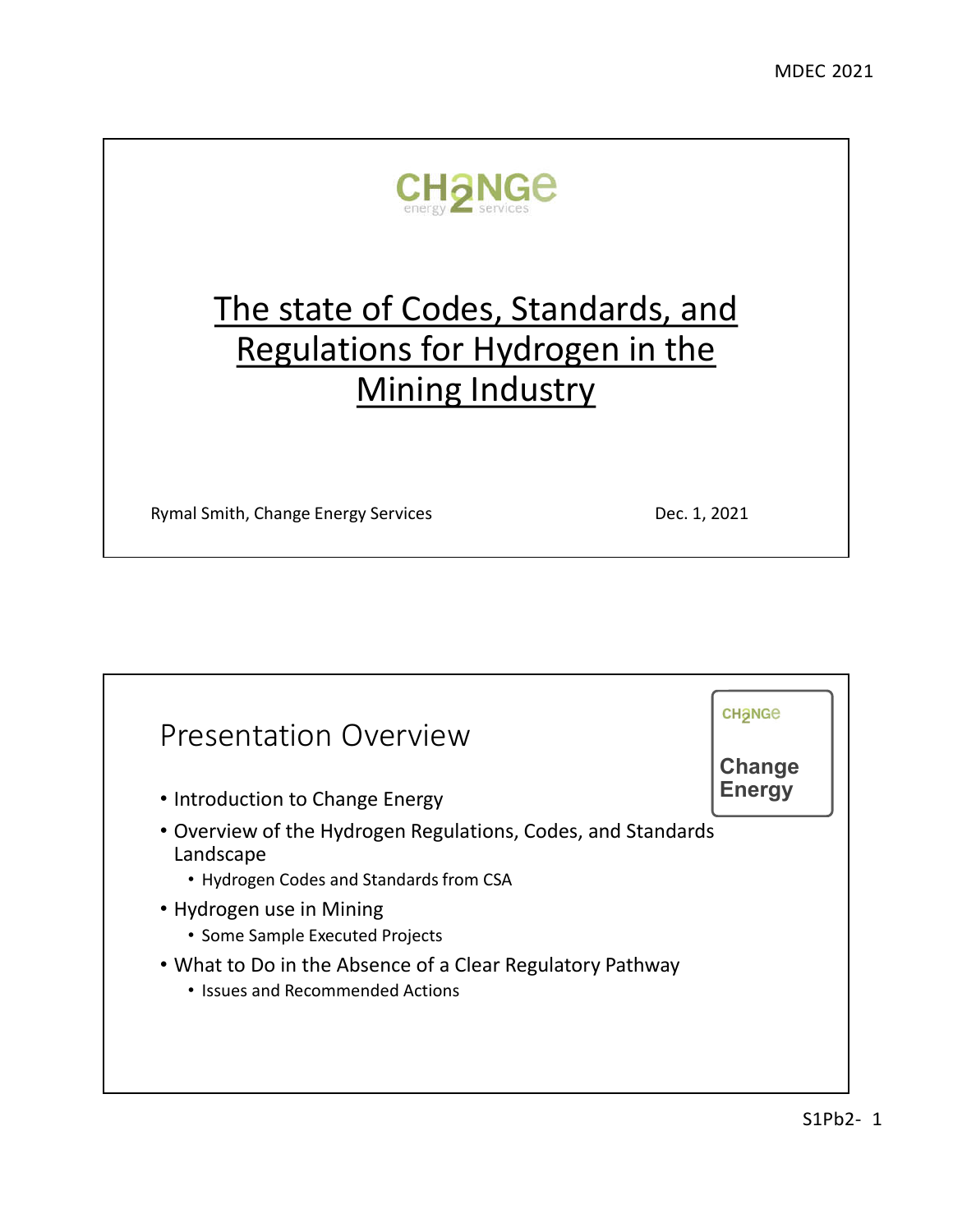CH2NGe energy services

# The state of Codes, Standards, and Regulations for Hydrogen in the Mining Industry

Rymal Smith, Change Energy Services

Dec. 1, 2021

## Presentation Overview

CH2NGe

**Change Energy**

- Introduction to Change Energy
- Overview of the Hydrogen Regulations, Codes, and Standards Landscape
  - Hydrogen Codes and Standards from CSA
- Hydrogen use in Mining
  - Some Sample Executed Projects
- What to Do in the Absence of a Clear Regulatory Pathway
  - Issues and Recommended Actions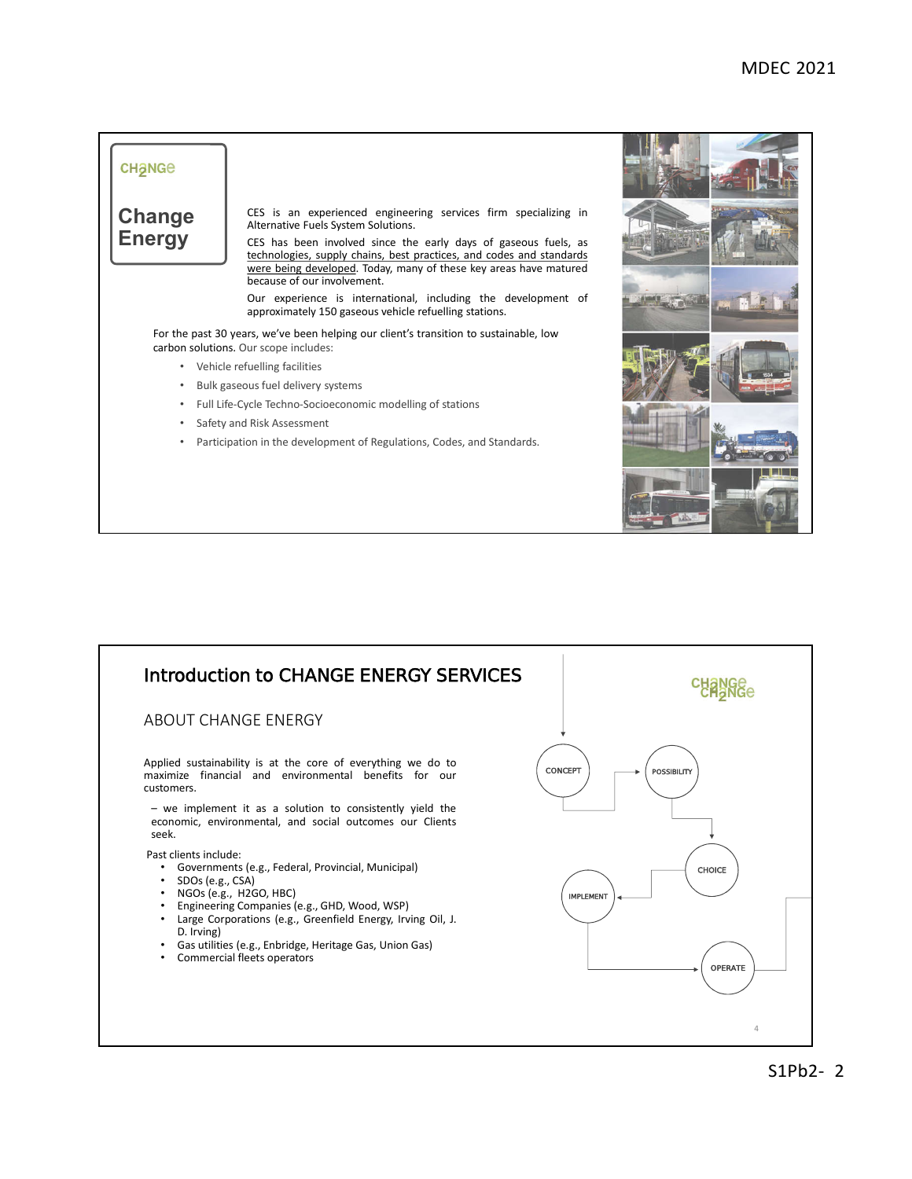## Change Energy

CES is an experienced engineering services firm specializing in Alternative Fuels System Solutions.

CES has been involved since the early days of gaseous fuels, as technologies, supply chains, best practices, and codes and standards were being developed. Today, many of these key areas have matured because of our involvement.

Our experience is international, including the development of approximately 150 gaseous vehicle refuelling stations.

For the past 30 years, we've been helping our client's transition to sustainable, low carbon solutions. Our scope includes:

- Vehicle refuelling facilities
- Bulk gaseous fuel delivery systems
- Full Life-Cycle Techno-Socioeconomic modelling of stations
- Safety and Risk Assessment
- Participation in the development of Regulations, Codes, and Standards.

# Introduction to CHANGE ENERGY SERVICES

## ABOUT CHANGE ENERGY

Applied sustainability is at the core of everything we do to maximize financial and environmental benefits for our customers.

– we implement it as a solution to consistently yield the economic, environmental, and social outcomes our Clients seek.

Past clients include:

- Governments (e.g., Federal, Provincial, Municipal)
- SDOs (e.g., CSA)
- NGOs (e.g., H2GO, HBC)
- Engineering Companies (e.g., GHD, Wood, WSP)
- Large Corporations (e.g., Greenfield Energy, Irving Oil, J. D. Irving)
- Gas utilities (e.g., Enbridge, Heritage Gas, Union Gas)
- Commercial fleets operators

CONCEPT → POSSIBILITY → CHOICE → IMPLEMENT → OPERATE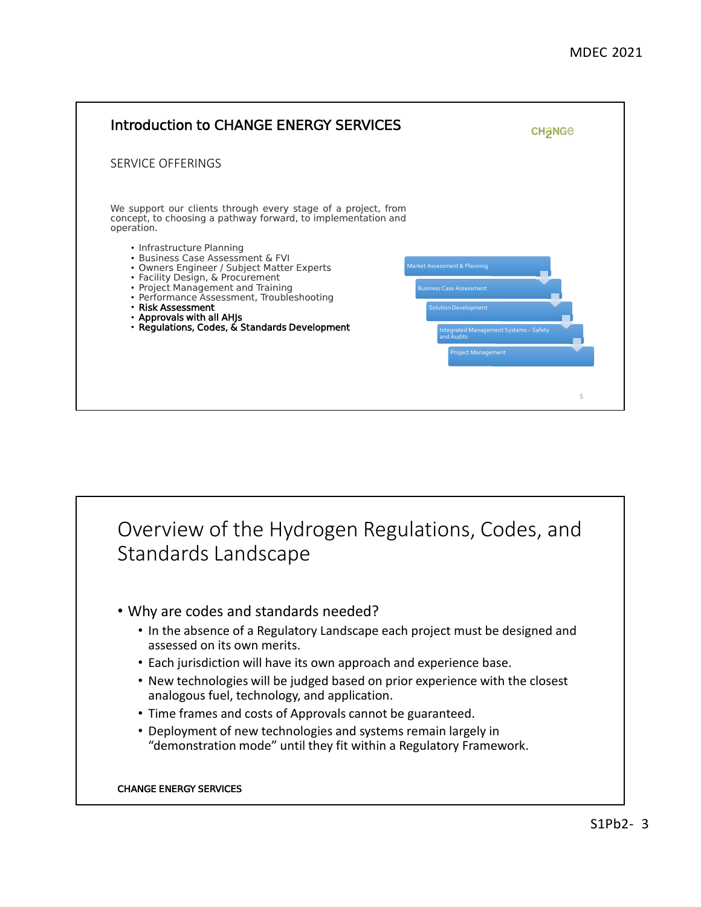## Introduction to CHANGE ENERGY SERVICES

SERVICE OFFERINGS

We support our clients through every stage of a project, from concept, to choosing a pathway forward, to implementation and operation.

- Infrastructure Planning
- Business Case Assessment & FVI
- Owners Engineer / Subject Matter Experts
- Facility Design, & Procurement
- Project Management and Training
- Performance Assessment, Troubleshooting
- **Risk Assessment**
- **Approvals with all AHJs**
- **Regulations, Codes, & Standards Development**

Market Assessment & Planning → Business Case Assessment → Solution Development → Integrated Management Systems – Safety and Audits → Project Management

## Overview of the Hydrogen Regulations, Codes, and Standards Landscape

- Why are codes and standards needed?
  - In the absence of a Regulatory Landscape each project must be designed and assessed on its own merits.
  - Each jurisdiction will have its own approach and experience base.
  - New technologies will be judged based on prior experience with the closest analogous fuel, technology, and application.
  - Time frames and costs of Approvals cannot be guaranteed.
  - Deployment of new technologies and systems remain largely in "demonstration mode" until they fit within a Regulatory Framework.

CHANGE ENERGY SERVICES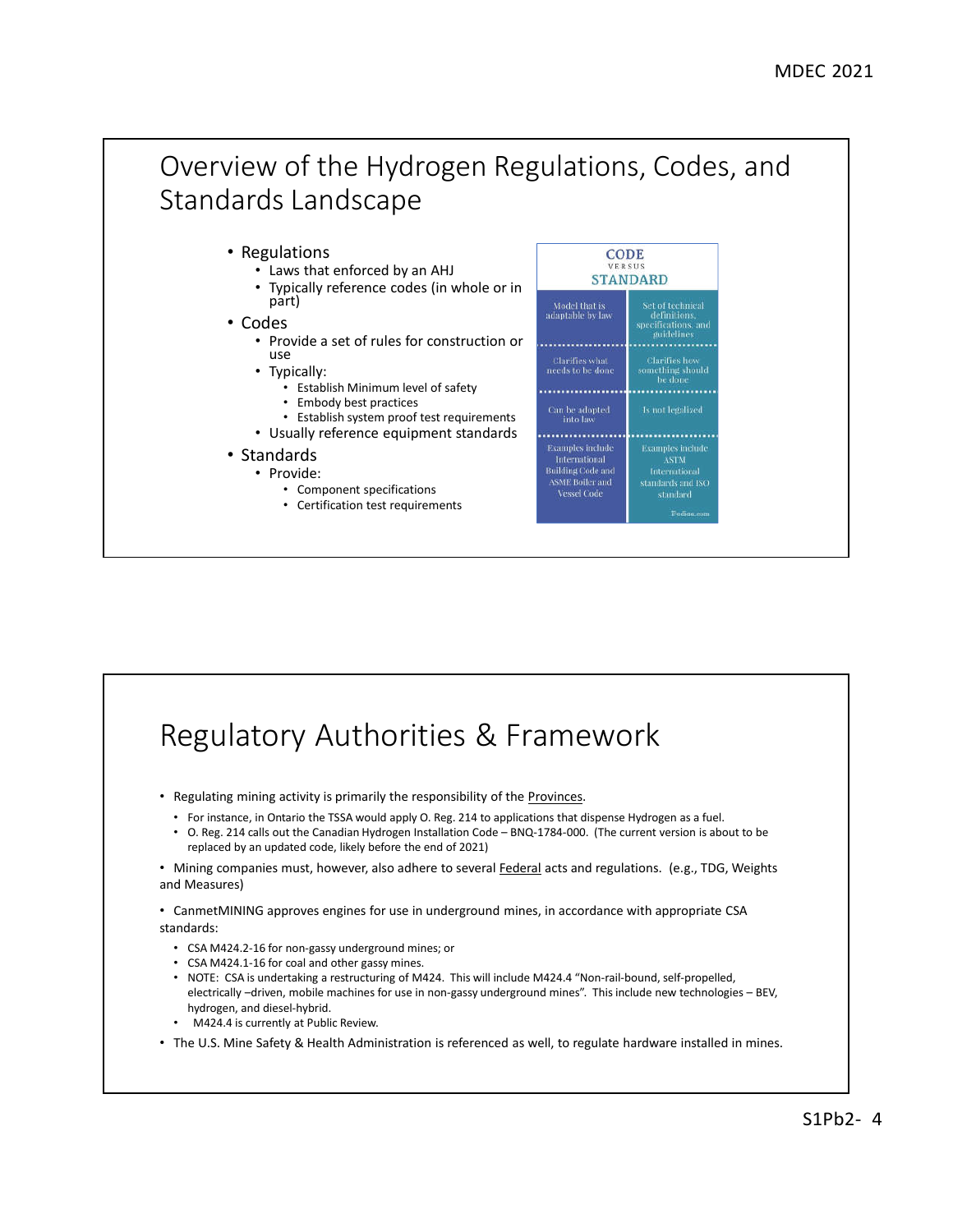# Overview of the Hydrogen Regulations, Codes, and Standards Landscape

- Regulations
  - Laws that enforced by an AHJ
  - Typically reference codes (in whole or in part)
- Codes
  - Provide a set of rules for construction or use
  - Typically:
    - Establish Minimum level of safety
    - Embody best practices
    - Establish system proof test requirements
  - Usually reference equipment standards
- Standards
  - Provide:
    - Component specifications
    - Certification test requirements

| CODE | STANDARD |
|---|---|
| Model that is adaptable by law | Set of technical definitions, specifications, and guidelines |
| Clarifies what needs to be done | Clarifies how something should be done |
| Can be adopted into law | Is not legalized |
| Examples include International Building Code and ASME Boiler and Vessel Code | Examples include ASTM International standards and ISO standard |

Pediaa.com

# Regulatory Authorities & Framework

- Regulating mining activity is primarily the responsibility of the Provinces.
  - For instance, in Ontario the TSSA would apply O. Reg. 214 to applications that dispense Hydrogen as a fuel.
  - O. Reg. 214 calls out the Canadian Hydrogen Installation Code – BNQ-1784-000. (The current version is about to be replaced by an updated code, likely before the end of 2021)
- Mining companies must, however, also adhere to several Federal acts and regulations. (e.g., TDG, Weights and Measures)
- CanmetMINING approves engines for use in underground mines, in accordance with appropriate CSA standards:
  - CSA M424.2-16 for non-gassy underground mines; or
  - CSA M424.1-16 for coal and other gassy mines.
  - NOTE: CSA is undertaking a restructuring of M424. This will include M424.4 "Non-rail-bound, self-propelled, electrically –driven, mobile machines for use in non-gassy underground mines". This include new technologies – BEV, hydrogen, and diesel-hybrid.
  - M424.4 is currently at Public Review.
- The U.S. Mine Safety & Health Administration is referenced as well, to regulate hardware installed in mines.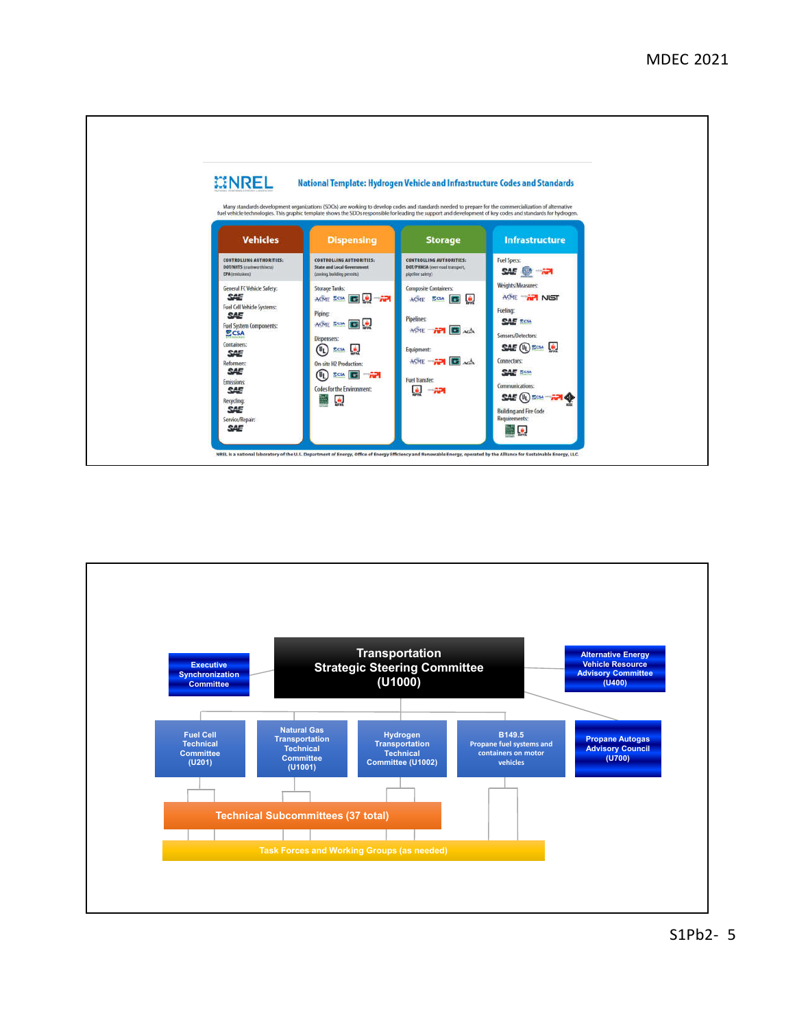## National Template: Hydrogen Vehicle and Infrastructure Codes and Standards

NREL

Many standards development organizations (SDOs) are working to develop codes and standards needed to prepare for the commercialization of alternative fuel vehicle technologies. This graphic template shows the SDOs responsible for leading the support and development of key codes and standards for hydrogen.

| Vehicles | Dispensing | Storage | Infrastructure |
|---|---|---|---|
| CONTROLLING AUTHORITIES: DOT/NHTS (crashworthiness) EPA (emissions) | CONTROLLING AUTHORITIES: State and Local Government (zoning, building permits) | CONTROLLING AUTHORITIES: DOT/PHMSA (over-road transport, pipeline safety) | Fuel Specs: SAE, ASTM, API |
| General FC Vehicle Safety: SAE | Storage Tanks: ASME, CSA, ICC, NFPA, API | Composite Containers: ASME, CSA, ICC, NFPA | Weights/Measures: ASME, API, NIST |
| Fuel Cell Vehicle Systems: SAE | Piping: ASME, CSA, ICC, NFPA | Pipelines: ASME, API, ICC, CGA | Fueling: SAE, CSA |
| Fuel System Components: CSA | Dispensers: UL, CSA, NFPA | Equipment: ASME, API, ICC, CGA | Sensors/Detectors: SAE, UL, CSA, NFPA |
| Containers: SAE | On site H2 Production: UL, CSA, ICC, API | Fuel Transfer: NFPA, API | Connectors: SAE, CSA |
| Reformers: SAE | Codes for the Environment: ICC, NFPA | | Communications: SAE, UL, CSA, API, IEEE |
| Emissions: SAE | | | Building and Fire Code Requirements: ICC, NFPA |
| Recycling: SAE | | | |
| Service/Repair: SAE | | | |

NREL is a national laboratory of the U.S. Department of Energy, Office of Energy Efficiency and Renewable Energy, operated by the Alliance for Sustainable Energy, LLC

---

**Transportation Strategic Steering Committee (U1000)**

- Executive Synchronization Committee
- Alternative Energy Vehicle Resource Advisory Committee (U400)
- Fuel Cell Technical Committee (U201)
- Natural Gas Transportation Technical Committee (U1001)
- Hydrogen Transportation Technical Committee (U1002)
- B149.5 Propane fuel systems and containers on motor vehicles
- Propane Autogas Advisory Council (U700)

Technical Subcommittees (37 total)

Task Forces and Working Groups (as needed)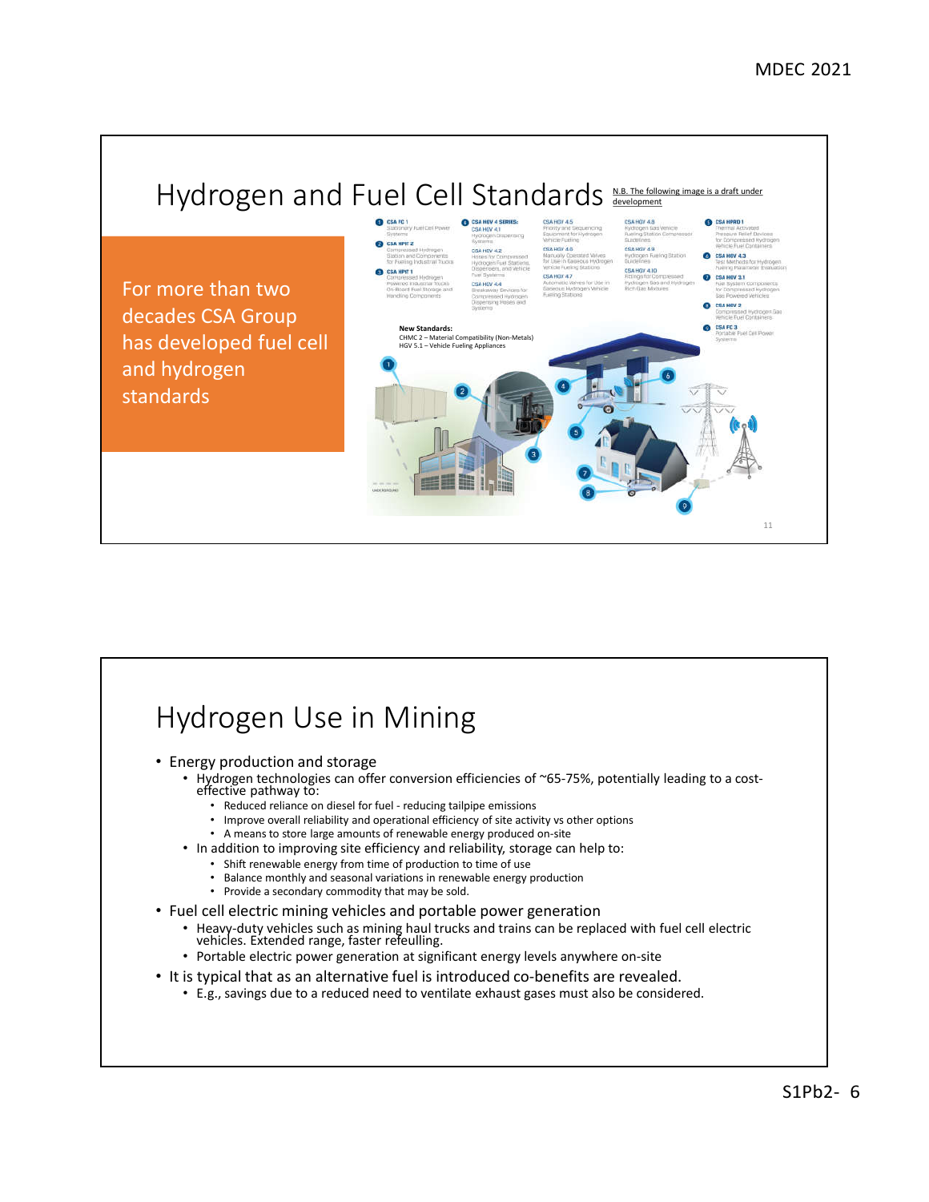# Hydrogen and Fuel Cell Standards

N.B. The following image is a draft under development

For more than two decades CSA Group has developed fuel cell and hydrogen standards

1. CSA FC 1 Stationary Fuel Cell Power Systems
2. CSA HPIT 2 Compressed Hydrogen Station and Components for Fueling Industrial Trucks
3. CSA HPIT 1 Compressed Hydrogen Powered Industrial Trucks On-Board Fuel Storage and Handling Components
4. CSA HGV 4 SERIES:
   - CSA HGV 4.1 Hydrogen Dispensing Systems
   - CSA HGV 4.2 Hoses for Compressed Hydrogen Fuel Stations, Dispensers, and Vehicle Fuel Systems
   - CSA HGV 4.4 Breakaway Devices for Compressed Hydrogen Dispensing Hoses and Systems
   - CSA HGV 4.5 Priority and Sequencing Equipment for Hydrogen Vehicle Fueling
   - CSA HGV 4.6 Manually Operated Valves for Use in Gaseous Hydrogen Vehicle Fueling Stations
   - CSA HGV 4.7 Automatic Valves for Use in Gaseous Hydrogen Vehicle Fueling Stations
   - CSA HGV 4.8 Hydrogen Gas Vehicle Fueling Station Compressor Guidelines
   - CSA HGV 4.9 Hydrogen Fueling Station Guidelines
   - CSA HGV 4.10 Fittings for Compressed Hydrogen Gas and Hydrogen Rich Gas Mixtures
5. CSA HPRD 1 Thermal Activated Pressure Relief Devices for Compressed Hydrogen Vehicle Fuel Containers
6. CSA HGV 4.3 Test Methods for Hydrogen Fueling Parameter Evaluation
7. CSA HGV 3.1 Fuel System Components for Compressed Hydrogen Gas Powered Vehicles
8. CSA HGV 2 Compressed Hydrogen Gas Vehicle Fuel Containers
9. CSA FC 3 Portable Fuel Cell Power Systems

**New Standards:**
CHMC 2 – Material Compatibility (Non-Metals)
HGV 5.1 – Vehicle Fueling Appliances

# Hydrogen Use in Mining

- Energy production and storage
  - Hydrogen technologies can offer conversion efficiencies of ~65-75%, potentially leading to a cost-effective pathway to:
    - Reduced reliance on diesel for fuel - reducing tailpipe emissions
    - Improve overall reliability and operational efficiency of site activity vs other options
    - A means to store large amounts of renewable energy produced on-site
  - In addition to improving site efficiency and reliability, storage can help to:
    - Shift renewable energy from time of production to time of use
    - Balance monthly and seasonal variations in renewable energy production
    - Provide a secondary commodity that may be sold.
- Fuel cell electric mining vehicles and portable power generation
  - Heavy-duty vehicles such as mining haul trucks and trains can be replaced with fuel cell electric vehicles. Extended range, faster refeulling.
  - Portable electric power generation at significant energy levels anywhere on-site
- It is typical that as an alternative fuel is introduced co-benefits are revealed.
  - E.g., savings due to a reduced need to ventilate exhaust gases must also be considered.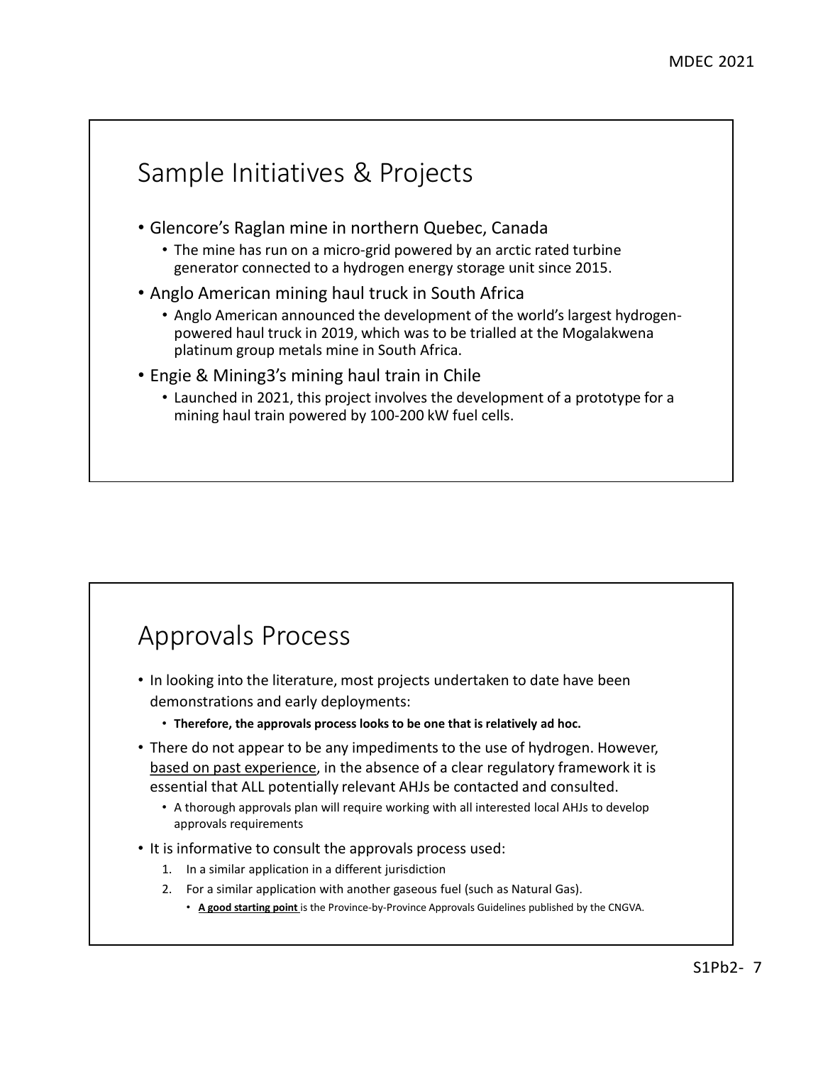## Sample Initiatives & Projects

- Glencore's Raglan mine in northern Quebec, Canada
  - The mine has run on a micro-grid powered by an arctic rated turbine generator connected to a hydrogen energy storage unit since 2015.
- Anglo American mining haul truck in South Africa
  - Anglo American announced the development of the world's largest hydrogen-powered haul truck in 2019, which was to be trialled at the Mogalakwena platinum group metals mine in South Africa.
- Engie & Mining3's mining haul train in Chile
  - Launched in 2021, this project involves the development of a prototype for a mining haul train powered by 100-200 kW fuel cells.

## Approvals Process

- In looking into the literature, most projects undertaken to date have been demonstrations and early deployments:
  - **Therefore, the approvals process looks to be one that is relatively ad hoc.**
- There do not appear to be any impediments to the use of hydrogen. However, <u>based on past experience</u>, in the absence of a clear regulatory framework it is essential that ALL potentially relevant AHJs be contacted and consulted.
  - A thorough approvals plan will require working with all interested local AHJs to develop approvals requirements
- It is informative to consult the approvals process used:
  1. In a similar application in a different jurisdiction
  2. For a similar application with another gaseous fuel (such as Natural Gas).
     - **<u>A good starting point</u>** is the Province-by-Province Approvals Guidelines published by the CNGVA.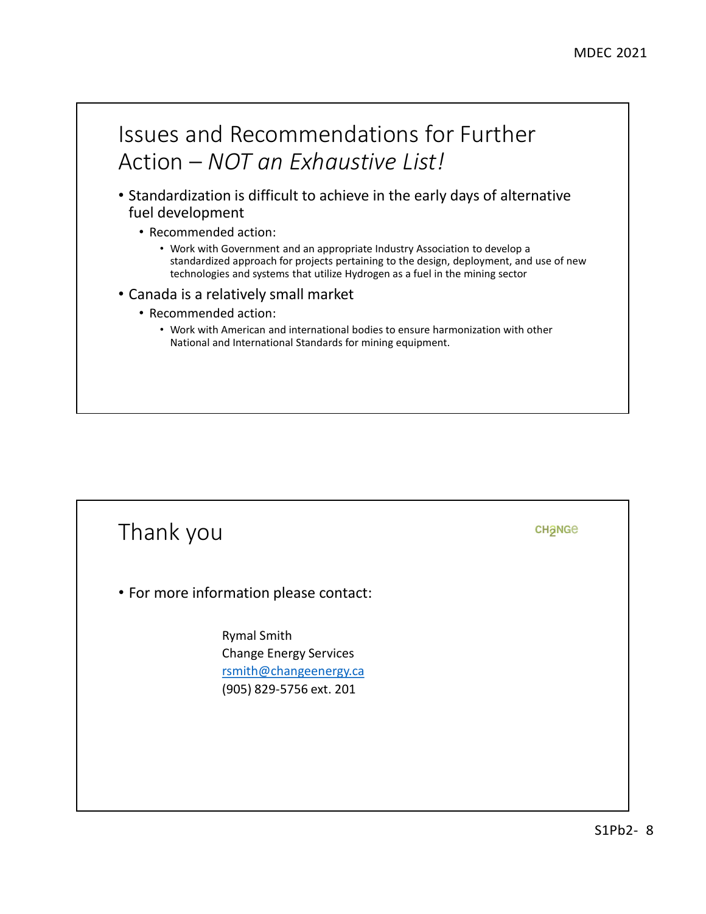## Issues and Recommendations for Further Action – *NOT an Exhaustive List!*

- Standardization is difficult to achieve in the early days of alternative fuel development
  - Recommended action:
    - Work with Government and an appropriate Industry Association to develop a standardized approach for projects pertaining to the design, deployment, and use of new technologies and systems that utilize Hydrogen as a fuel in the mining sector
- Canada is a relatively small market
  - Recommended action:
    - Work with American and international bodies to ensure harmonization with other National and International Standards for mining equipment.

## Thank you

CH2NGE

- For more information please contact:

Rymal Smith
Change Energy Services
rsmith@changeenergy.ca
(905) 829-5756 ext. 201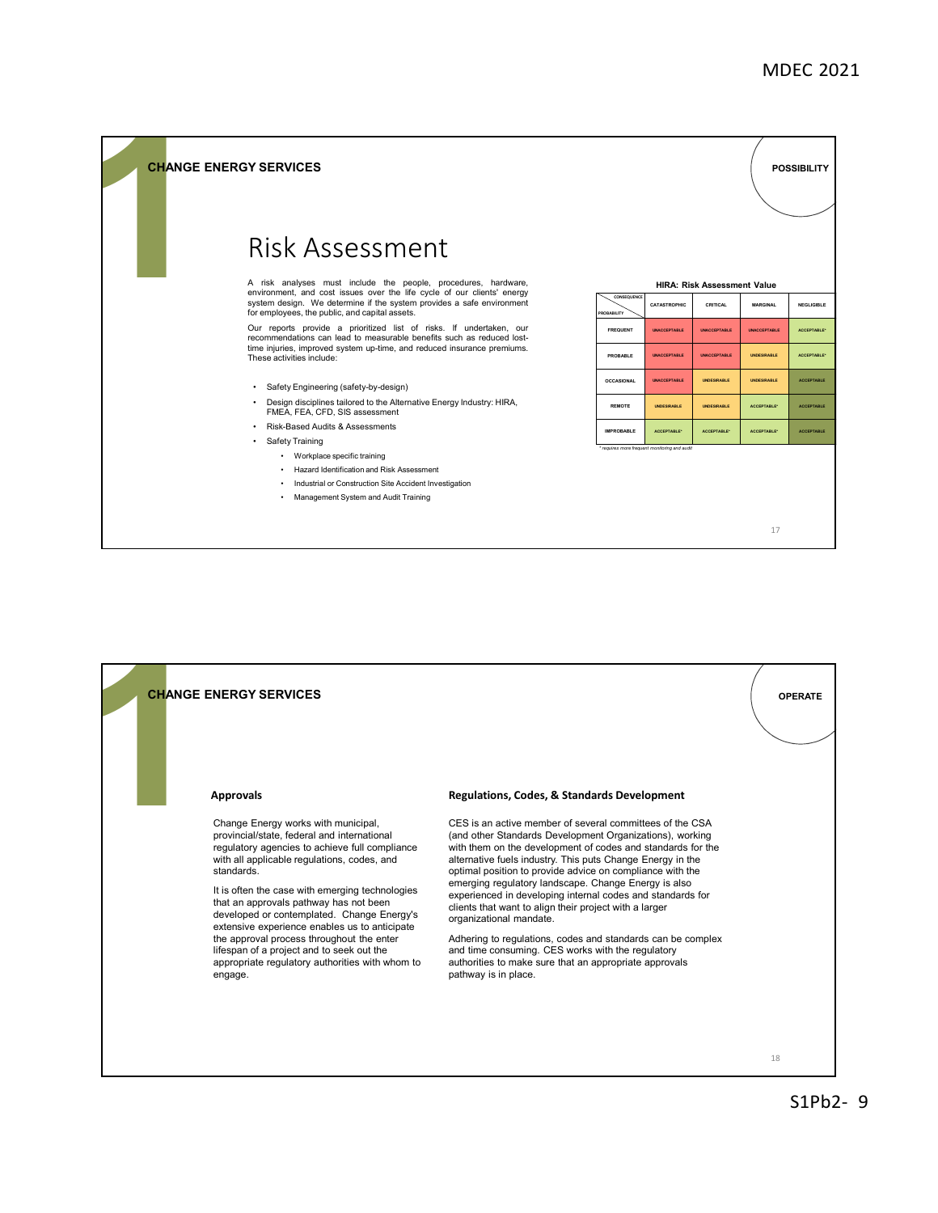## CHANGE ENERGY SERVICES

POSSIBILITY

# Risk Assessment

A risk analyses must include the people, procedures, hardware, environment, and cost issues over the life cycle of our clients' energy system design. We determine if the system provides a safe environment for employees, the public, and capital assets.

Our reports provide a prioritized list of risks. If undertaken, our recommendations can lead to measurable benefits such as reduced lost-time injuries, improved system up-time, and reduced insurance premiums. These activities include:

- Safety Engineering (safety-by-design)
- Design disciplines tailored to the Alternative Energy Industry: HIRA, FMEA, FEA, CFD, SIS assessment
- Risk-Based Audits & Assessments
- Safety Training
  - Workplace specific training
  - Hazard Identification and Risk Assessment
  - Industrial or Construction Site Accident Investigation
  - Management System and Audit Training

**HIRA: Risk Assessment Value**

| CONSEQUENCE / PROBABILITY | CATASTROPHIC | CRITICAL | MARGINAL | NEGLIGIBLE |
|---|---|---|---|---|
| FREQUENT | UNACCEPTABLE | UNACCEPTABLE | UNACCEPTABLE | ACCEPTABLE* |
| PROBABLE | UNACCEPTABLE | UNACCEPTABLE | UNDESIRABLE | ACCEPTABLE* |
| OCCASIONAL | UNACCEPTABLE | UNDESIRABLE | UNDESIRABLE | ACCEPTABLE |
| REMOTE | UNDESIRABLE | UNDESIRABLE | ACCEPTABLE* | ACCEPTABLE |
| IMPROBABLE | ACCEPTABLE* | ACCEPTABLE* | ACCEPTABLE* | ACCEPTABLE |

*\* requires more frequent monitoring and audit*

## CHANGE ENERGY SERVICES

OPERATE

### Approvals

Change Energy works with municipal, provincial/state, federal and international regulatory agencies to achieve full compliance with all applicable regulations, codes, and standards.

It is often the case with emerging technologies that an approvals pathway has not been developed or contemplated. Change Energy's extensive experience enables us to anticipate the approval process throughout the enter lifespan of a project and to seek out the appropriate regulatory authorities with whom to engage.

### Regulations, Codes, & Standards Development

CES is an active member of several committees of the CSA (and other Standards Development Organizations), working with them on the development of codes and standards for the alternative fuels industry. This puts Change Energy in the optimal position to provide advice on compliance with the emerging regulatory landscape. Change Energy is also experienced in developing internal codes and standards for clients that want to align their project with a larger organizational mandate.

Adhering to regulations, codes and standards can be complex and time consuming. CES works with the regulatory authorities to make sure that an appropriate approvals pathway is in place.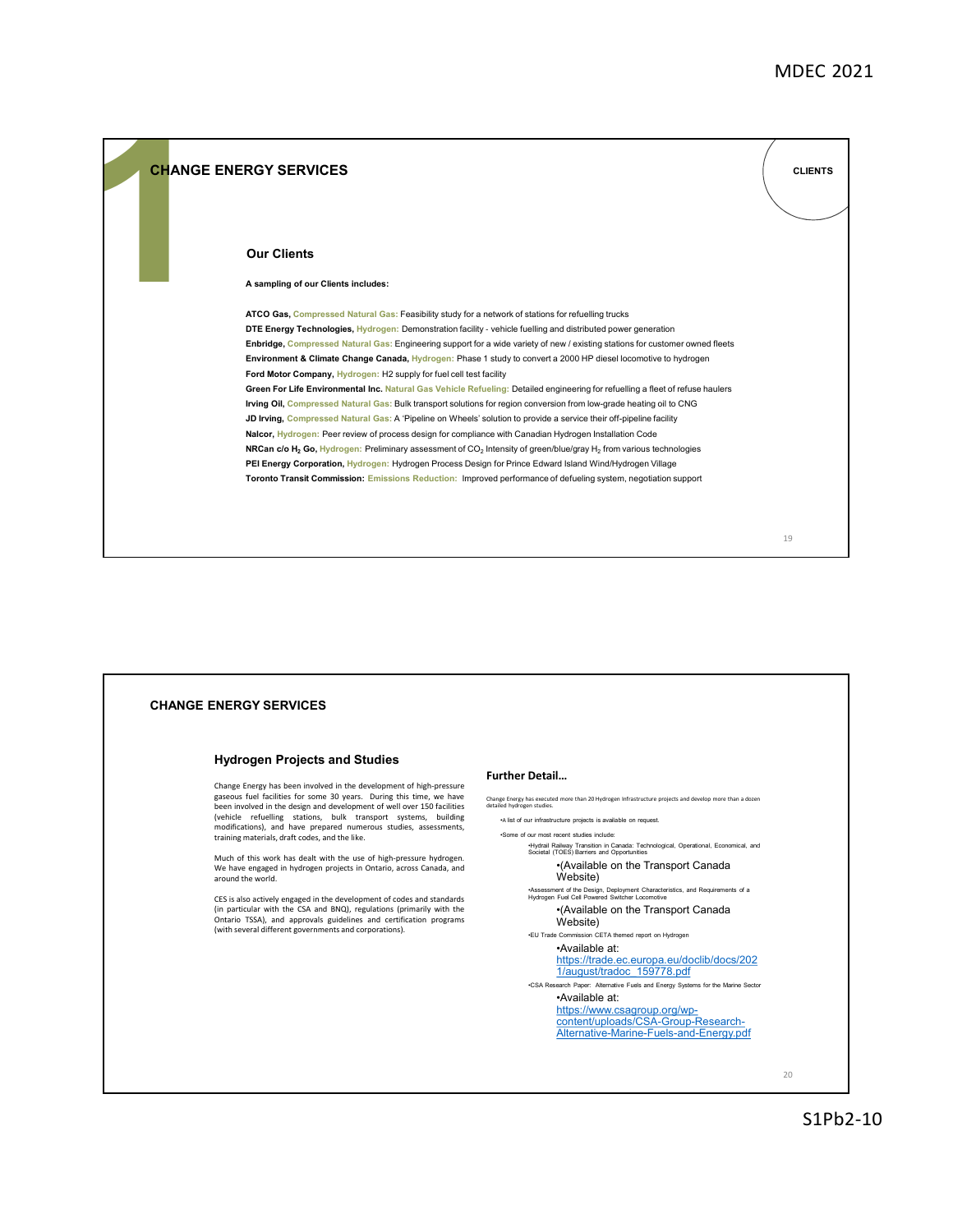## CHANGE ENERGY SERVICES

CLIENTS

### Our Clients

**A sampling of our Clients includes:**

**ATCO Gas,** Compressed Natural Gas: Feasibility study for a network of stations for refuelling trucks
**DTE Energy Technologies,** Hydrogen: Demonstration facility - vehicle fuelling and distributed power generation
**Enbridge,** Compressed Natural Gas: Engineering support for a wide variety of new / existing stations for customer owned fleets
**Environment & Climate Change Canada,** Hydrogen: Phase 1 study to convert a 2000 HP diesel locomotive to hydrogen
**Ford Motor Company,** Hydrogen: H2 supply for fuel cell test facility
**Green For Life Environmental Inc.** Natural Gas Vehicle Refueling: Detailed engineering for refuelling a fleet of refuse haulers
**Irving Oil,** Compressed Natural Gas: Bulk transport solutions for region conversion from low-grade heating oil to CNG
**JD Irving,** Compressed Natural Gas: A 'Pipeline on Wheels' solution to provide a service their off-pipeline facility
**Nalcor,** Hydrogen: Peer review of process design for compliance with Canadian Hydrogen Installation Code
**NRCan c/o $H_2$ Go,** Hydrogen: Preliminary assessment of $CO_2$ Intensity of green/blue/gray $H_2$ from various technologies
**PEI Energy Corporation,** Hydrogen: Hydrogen Process Design for Prince Edward Island Wind/Hydrogen Village
**Toronto Transit Commission:** Emissions Reduction: Improved performance of defueling system, negotiation support

## CHANGE ENERGY SERVICES

### Hydrogen Projects and Studies

Change Energy has been involved in the development of high-pressure gaseous fuel facilities for some 30 years. During this time, we have been involved in the design and development of well over 150 facilities (vehicle refuelling stations, bulk transport systems, building modifications), and have prepared numerous studies, assessments, training materials, draft codes, and the like.

Much of this work has dealt with the use of high-pressure hydrogen. We have engaged in hydrogen projects in Ontario, across Canada, and around the world.

CES is also actively engaged in the development of codes and standards (in particular with the CSA and BNQ), regulations (primarily with the Ontario TSSA), and approvals guidelines and certification programs (with several different governments and corporations).

**Further Detail…**

Change Energy has executed more than 20 Hydrogen Infrastructure projects and develop more than a dozen detailed hydrogen studies.

- A list of our infrastructure projects is available on request.
- Some of our most recent studies include:
  - Hydrail Railway Transition in Canada: Technological, Operational, Economical, and Societal (TOES) Barriers and Opportunities
    - (Available on the Transport Canada Website)
  - Assessment of the Design, Deployment Characteristics, and Requirements of a Hydrogen Fuel Cell Powered Switcher Locomotive
    - (Available on the Transport Canada Website)
  - EU Trade Commission CETA themed report on Hydrogen
    - Available at: https://trade.ec.europa.eu/doclib/docs/2021/august/tradoc_159778.pdf
  - CSA Research Paper: Alternative Fuels and Energy Systems for the Marine Sector
    - Available at: https://www.csagroup.org/wp-content/uploads/CSA-Group-Research-Alternative-Marine-Fuels-and-Energy.pdf